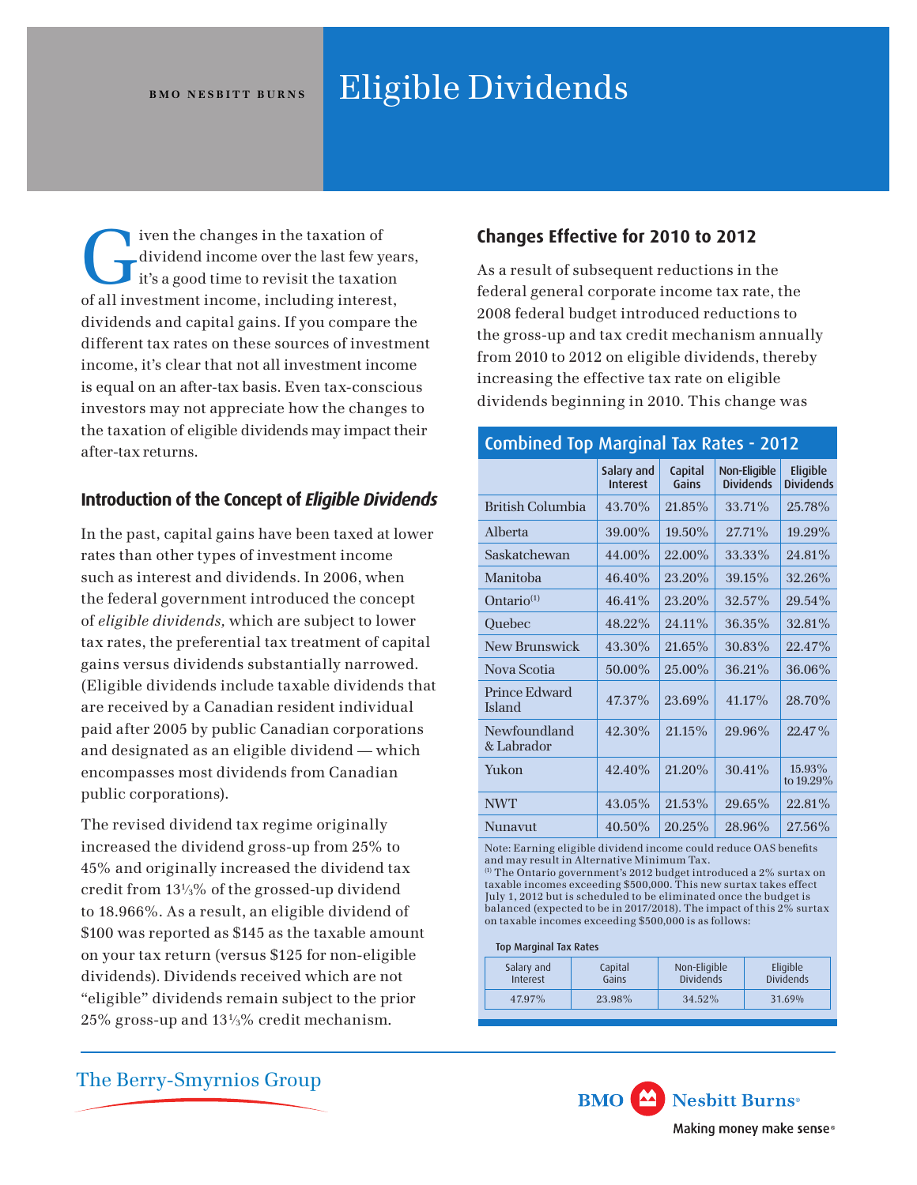BMO NESBITT BURNS

# Eligible Dividends

Given the changes in the taxation of dividend income over the last few years, it's a good time to revisit the taxation of all investment income, including interest, dividends and capital gains. If you compare the different tax rates on these sources of investment income, it's clear that not all investment income is equal on an after-tax basis. Even tax-conscious investors may not appreciate how the changes to the taxation of eligible dividends may impact their after-tax returns.

## Introduction of the Concept of *Eligible Dividends*

In the past, capital gains have been taxed at lower rates than other types of investment income such as interest and dividends. In 2006, when the federal government introduced the concept of *eligible dividends,* which are subject to lower tax rates, the preferential tax treatment of capital gains versus dividends substantially narrowed. (Eligible dividends include taxable dividends that are received by a Canadian resident individual paid after 2005 by public Canadian corporations and designated as an eligible dividend — which encompasses most dividends from Canadian public corporations).

The revised dividend tax regime originally increased the dividend gross-up from 25% to 45% and originally increased the dividend tax credit from 13⅓% of the grossed-up dividend to 18.966%. As a result, an eligible dividend of $100 was reported as $145 as the taxable amount on your tax return (versus $125 for non-eligible dividends). Dividends received which are not "eligible" dividends remain subject to the prior 25% gross-up and 13⅓% credit mechanism.

## Changes Effective for 2010 to 2012

As a result of subsequent reductions in the federal general corporate income tax rate, the 2008 federal budget introduced reductions to the gross-up and tax credit mechanism annually from 2010 to 2012 on eligible dividends, thereby increasing the effective tax rate on eligible dividends beginning in 2010. This change was

**Combined Top Marginal Tax Rates - 2012**

| | Salary and Interest | Capital Gains | Non-Eligible Dividends | Eligible Dividends |
|---|---|---|---|---|
| British Columbia | 43.70% | 21.85% | 33.71% | 25.78% |
| Alberta | 39.00% | 19.50% | 27.71% | 19.29% |
| Saskatchewan | 44.00% | 22.00% | 33.33% | 24.81% |
| Manitoba | 46.40% | 23.20% | 39.15% | 32.26% |
| Ontario[1] | 46.41% | 23.20% | 32.57% | 29.54% |
| Quebec | 48.22% | 24.11% | 36.35% | 32.81% |
| New Brunswick | 43.30% | 21.65% | 30.83% | 22.47% |
| Nova Scotia | 50.00% | 25.00% | 36.21% | 36.06% |
| Prince Edward Island | 47.37% | 23.69% | 41.17% | 28.70% |
| Newfoundland & Labrador | 42.30% | 21.15% | 29.96% | 22.47% |
| Yukon | 42.40% | 21.20% | 30.41% | 15.93% to 19.29% |
| NWT | 43.05% | 21.53% | 29.65% | 22.81% |
| Nunavut | 40.50% | 20.25% | 28.96% | 27.56% |

Note: Earning eligible dividend income could reduce OAS benefits and may result in Alternative Minimum Tax.
[1] The Ontario government's 2012 budget introduced a 2% surtax on taxable incomes exceeding $500,000. This new surtax takes effect July 1, 2012 but is scheduled to be eliminated once the budget is balanced (expected to be in 2017/2018). The impact of this 2% surtax on taxable incomes exceeding $500,000 is as follows:

**Top Marginal Tax Rates**

| Salary and Interest | Capital Gains | Non-Eligible Dividends | Eligible Dividends |
|---|---|---|---|
| 47.97% | 23.98% | 34.52% | 31.69% |

The Berry-Smyrnios Group

BMO Nesbitt Burns
Making money make sense®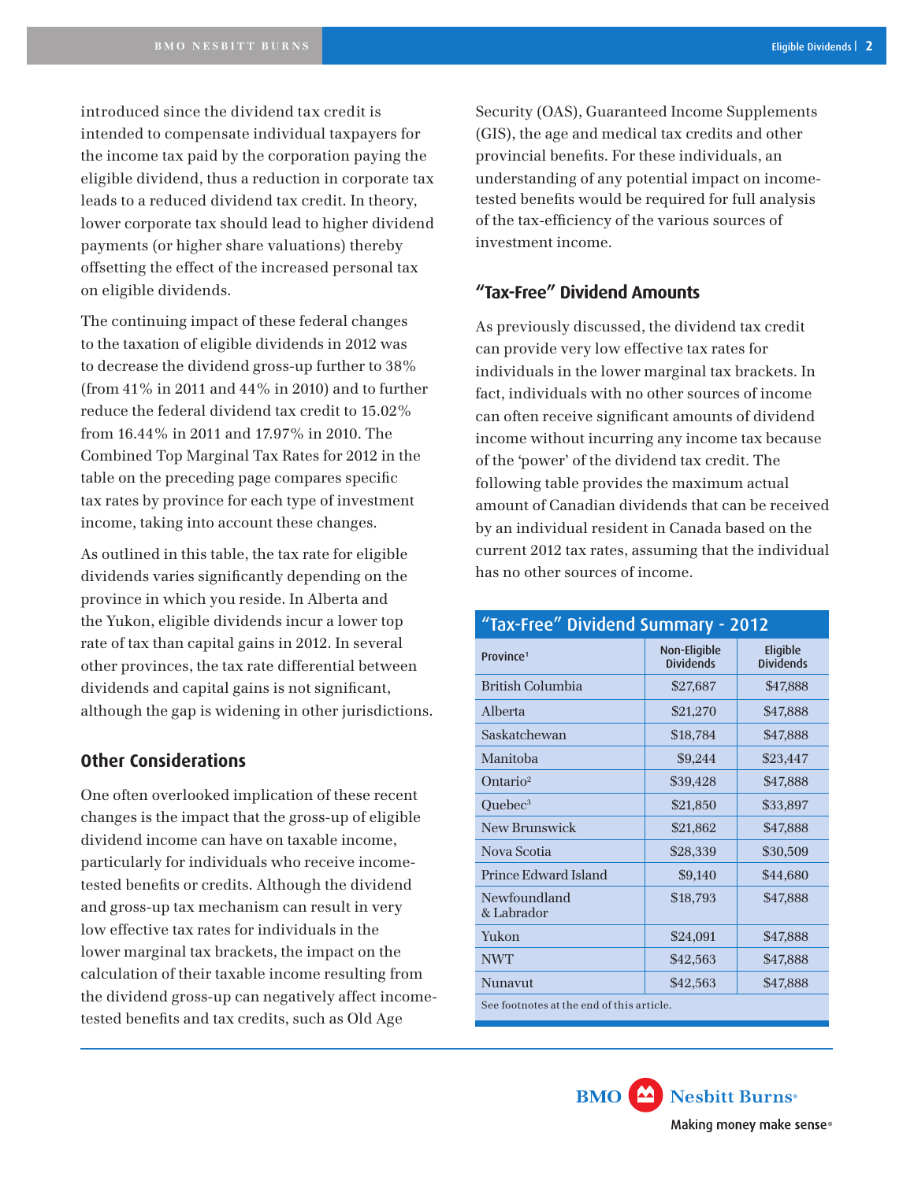introduced since the dividend tax credit is intended to compensate individual taxpayers for the income tax paid by the corporation paying the eligible dividend, thus a reduction in corporate tax leads to a reduced dividend tax credit. In theory, lower corporate tax should lead to higher dividend payments (or higher share valuations) thereby offsetting the effect of the increased personal tax on eligible dividends.

The continuing impact of these federal changes to the taxation of eligible dividends in 2012 was to decrease the dividend gross-up further to 38% (from 41% in 2011 and 44% in 2010) and to further reduce the federal dividend tax credit to 15.02% from 16.44% in 2011 and 17.97% in 2010. The Combined Top Marginal Tax Rates for 2012 in the table on the preceding page compares specific tax rates by province for each type of investment income, taking into account these changes.

As outlined in this table, the tax rate for eligible dividends varies significantly depending on the province in which you reside. In Alberta and the Yukon, eligible dividends incur a lower top rate of tax than capital gains in 2012. In several other provinces, the tax rate differential between dividends and capital gains is not significant, although the gap is widening in other jurisdictions.

## Other Considerations

One often overlooked implication of these recent changes is the impact that the gross-up of eligible dividend income can have on taxable income, particularly for individuals who receive income-tested benefits or credits. Although the dividend and gross-up tax mechanism can result in very low effective tax rates for individuals in the lower marginal tax brackets, the impact on the calculation of their taxable income resulting from the dividend gross-up can negatively affect income-tested benefits and tax credits, such as Old Age Security (OAS), Guaranteed Income Supplements (GIS), the age and medical tax credits and other provincial benefits. For these individuals, an understanding of any potential impact on income-tested benefits would be required for full analysis of the tax-efficiency of the various sources of investment income.

## "Tax-Free" Dividend Amounts

As previously discussed, the dividend tax credit can provide very low effective tax rates for individuals in the lower marginal tax brackets. In fact, individuals with no other sources of income can often receive significant amounts of dividend income without incurring any income tax because of the 'power' of the dividend tax credit. The following table provides the maximum actual amount of Canadian dividends that can be received by an individual resident in Canada based on the current 2012 tax rates, assuming that the individual has no other sources of income.

**"Tax-Free" Dividend Summary - 2012**

| Province[1] | Non-Eligible Dividends | Eligible Dividends |
|---|---|---|
| British Columbia | $27,687 | $47,888 |
| Alberta | $21,270 | $47,888 |
| Saskatchewan | $18,784 | $47,888 |
| Manitoba | $9,244 | $23,447 |
| Ontario[2] | $39,428 | $47,888 |
| Quebec[3] | $21,850 | $33,897 |
| New Brunswick | $21,862 | $47,888 |
| Nova Scotia | $28,339 | $30,509 |
| Prince Edward Island | $9,140 | $44,680 |
| Newfoundland & Labrador | $18,793 | $47,888 |
| Yukon | $24,091 | $47,888 |
| NWT | $42,563 | $47,888 |
| Nunavut | $42,563 | $47,888 |

See footnotes at the end of this article.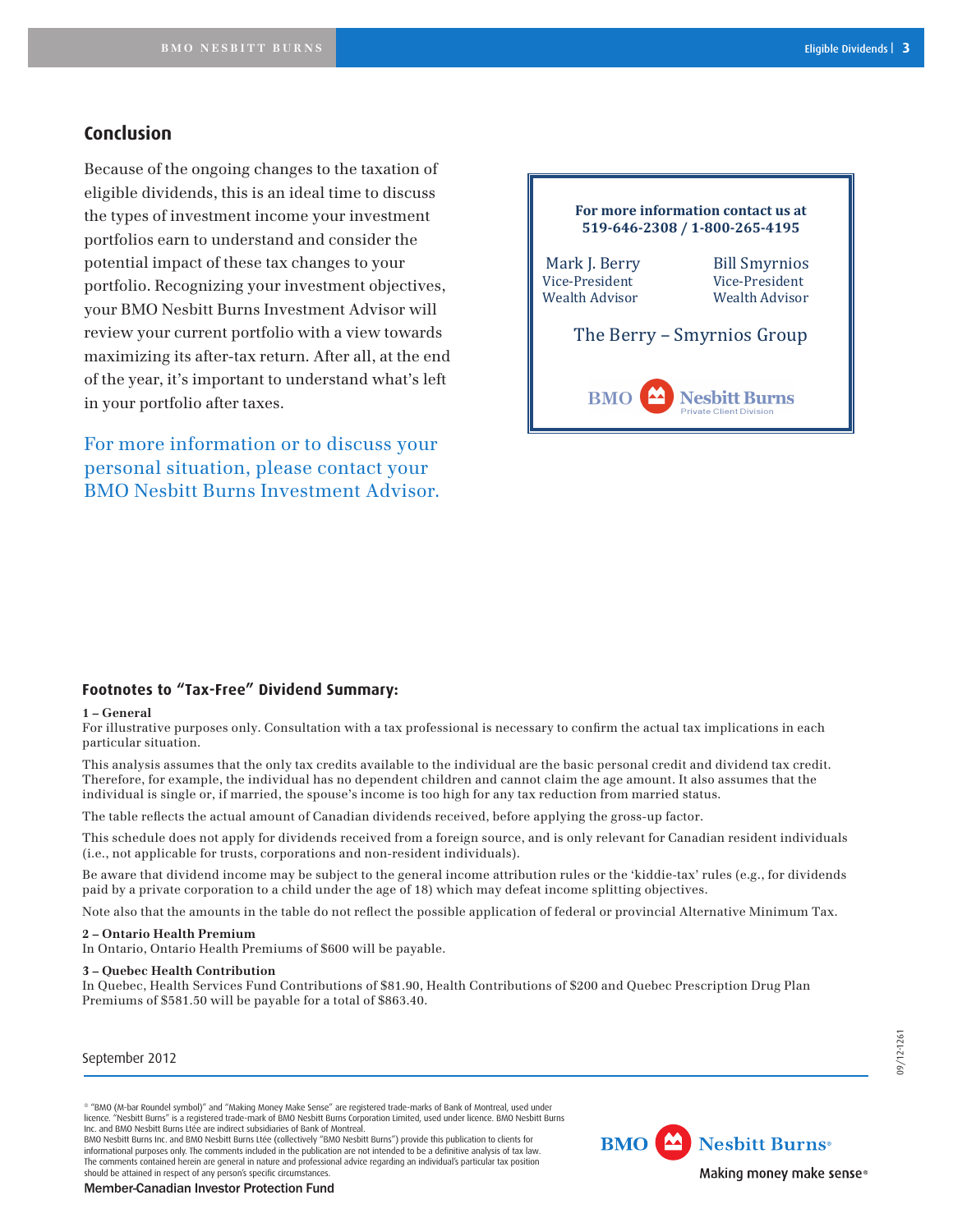## Conclusion

Because of the ongoing changes to the taxation of eligible dividends, this is an ideal time to discuss the types of investment income your investment portfolios earn to understand and consider the potential impact of these tax changes to your portfolio. Recognizing your investment objectives, your BMO Nesbitt Burns Investment Advisor will review your current portfolio with a view towards maximizing its after-tax return. After all, at the end of the year, it's important to understand what's left in your portfolio after taxes.

For more information or to discuss your personal situation, please contact your BMO Nesbitt Burns Investment Advisor.

**For more information contact us at 519-646-2308 / 1-800-265-4195**

Mark J. Berry
Vice-President
Wealth Advisor

Bill Smyrnios
Vice-President
Wealth Advisor

The Berry – Smyrnios Group

BMO Nesbitt Burns
Private Client Division

### Footnotes to "Tax-Free" Dividend Summary:

**1 – General**
For illustrative purposes only. Consultation with a tax professional is necessary to confirm the actual tax implications in each particular situation.

This analysis assumes that the only tax credits available to the individual are the basic personal credit and dividend tax credit. Therefore, for example, the individual has no dependent children and cannot claim the age amount. It also assumes that the individual is single or, if married, the spouse's income is too high for any tax reduction from married status.

The table reflects the actual amount of Canadian dividends received, before applying the gross-up factor.

This schedule does not apply for dividends received from a foreign source, and is only relevant for Canadian resident individuals (i.e., not applicable for trusts, corporations and non-resident individuals).

Be aware that dividend income may be subject to the general income attribution rules or the 'kiddie-tax' rules (e.g., for dividends paid by a private corporation to a child under the age of 18) which may defeat income splitting objectives.

Note also that the amounts in the table do not reflect the possible application of federal or provincial Alternative Minimum Tax.

**2 – Ontario Health Premium**
In Ontario, Ontario Health Premiums of $600 will be payable.

**3 – Quebec Health Contribution**
In Quebec, Health Services Fund Contributions of $81.90, Health Contributions of $200 and Quebec Prescription Drug Plan Premiums of $581.50 will be payable for a total of $863.40.

September 2012

09/12-1261

® "BMO (M-bar Roundel symbol)" and "Making Money Make Sense" are registered trade-marks of Bank of Montreal, used under licence. "Nesbitt Burns" is a registered trade-mark of BMO Nesbitt Burns Corporation Limited, used under licence. BMO Nesbitt Burns Inc. and BMO Nesbitt Burns Ltée are indirect subsidiaries of Bank of Montreal.
BMO Nesbitt Burns Inc. and BMO Nesbitt Burns Ltée (collectively "BMO Nesbitt Burns") provide this publication to clients for informational purposes only. The comments included in the publication are not intended to be a definitive analysis of tax law. The comments contained herein are general in nature and professional advice regarding an individual's particular tax position should be attained in respect of any person's specific circumstances.

Member-Canadian Investor Protection Fund

BMO Nesbitt Burns®
Making money make sense®